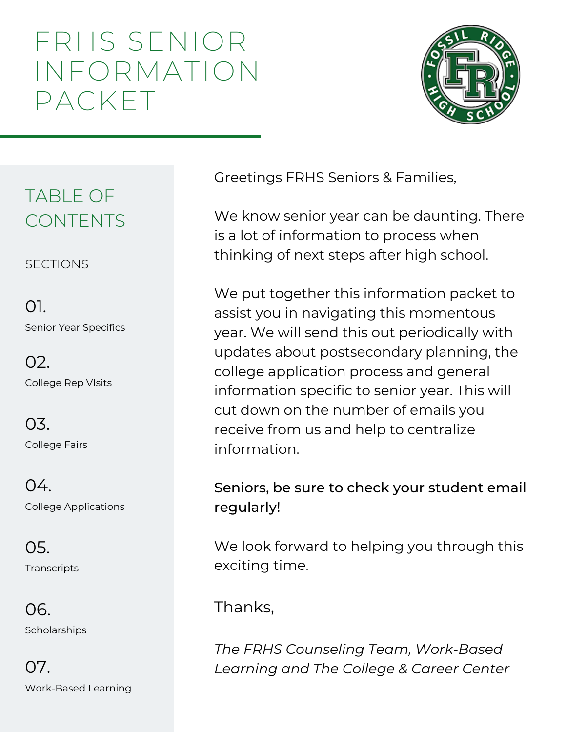# FRHS SENIOR INFORMATION PACKET

## TABLE OF CONTENTS

SECTIONS

01\.
Senior Year Specifics

02\.
College Rep VIsits

03\.
College Fairs

04\.
College Applications

05\.
Transcripts

06\.
Scholarships

07\.
Work-Based Learning

Greetings FRHS Seniors & Families,

We know senior year can be daunting. There is a lot of information to process when thinking of next steps after high school.

We put together this information packet to assist you in navigating this momentous year. We will send this out periodically with updates about postsecondary planning, the college application process and general information specific to senior year. This will cut down on the number of emails you receive from us and help to centralize information.

**Seniors, be sure to check your student email regularly!**

We look forward to helping you through this exciting time.

Thanks,

*The FRHS Counseling Team, Work-Based Learning and The College & Career Center*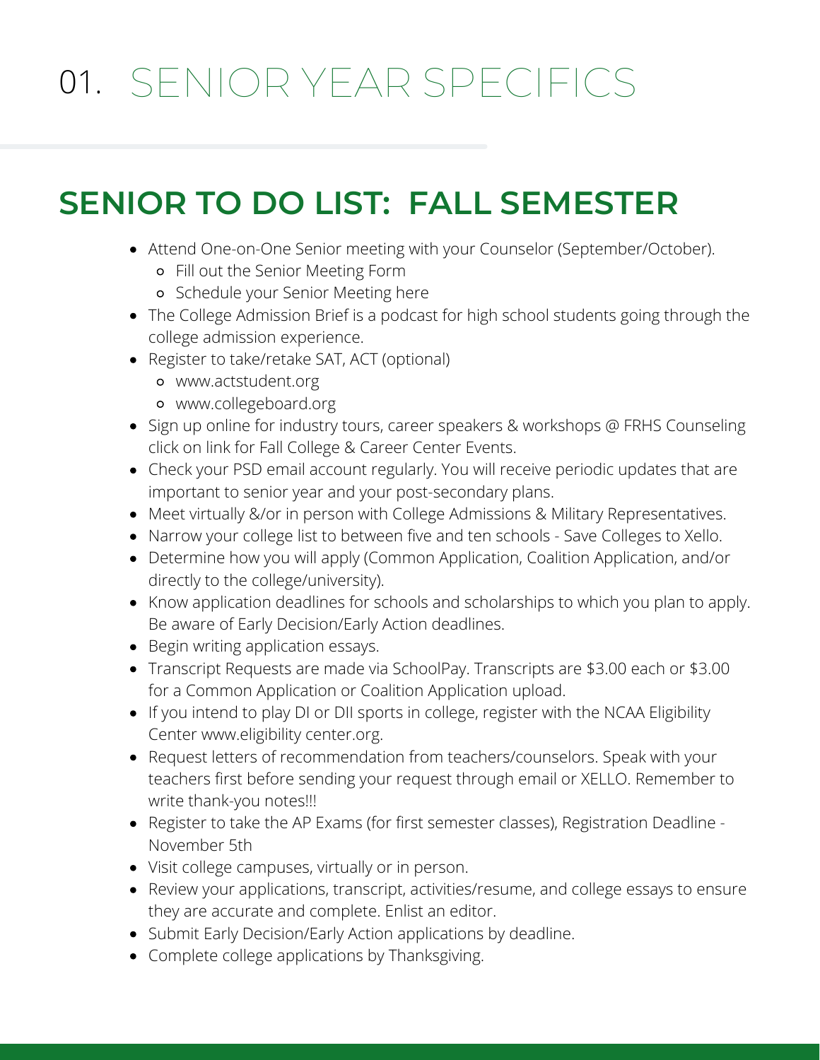# 01. SENIOR YEAR SPECIFICS

## SENIOR TO DO LIST: FALL SEMESTER

- Attend One-on-One Senior meeting with your Counselor (September/October).
  - Fill out the Senior Meeting Form
  - Schedule your Senior Meeting here
- The College Admission Brief is a podcast for high school students going through the college admission experience.
- Register to take/retake SAT, ACT (optional)
  - www.actstudent.org
  - www.collegeboard.org
- Sign up online for industry tours, career speakers & workshops @ FRHS Counseling click on link for Fall College & Career Center Events.
- Check your PSD email account regularly. You will receive periodic updates that are important to senior year and your post-secondary plans.
- Meet virtually &/or in person with College Admissions & Military Representatives.
- Narrow your college list to between five and ten schools - Save Colleges to Xello.
- Determine how you will apply (Common Application, Coalition Application, and/or directly to the college/university).
- Know application deadlines for schools and scholarships to which you plan to apply. Be aware of Early Decision/Early Action deadlines.
- Begin writing application essays.
- Transcript Requests are made via SchoolPay. Transcripts are $3.00 each or $3.00 for a Common Application or Coalition Application upload.
- If you intend to play DI or DII sports in college, register with the NCAA Eligibility Center www.eligibility center.org.
- Request letters of recommendation from teachers/counselors. Speak with your teachers first before sending your request through email or XELLO. Remember to write thank-you notes!!!
- Register to take the AP Exams (for first semester classes), Registration Deadline - November 5th
- Visit college campuses, virtually or in person.
- Review your applications, transcript, activities/resume, and college essays to ensure they are accurate and complete. Enlist an editor.
- Submit Early Decision/Early Action applications by deadline.
- Complete college applications by Thanksgiving.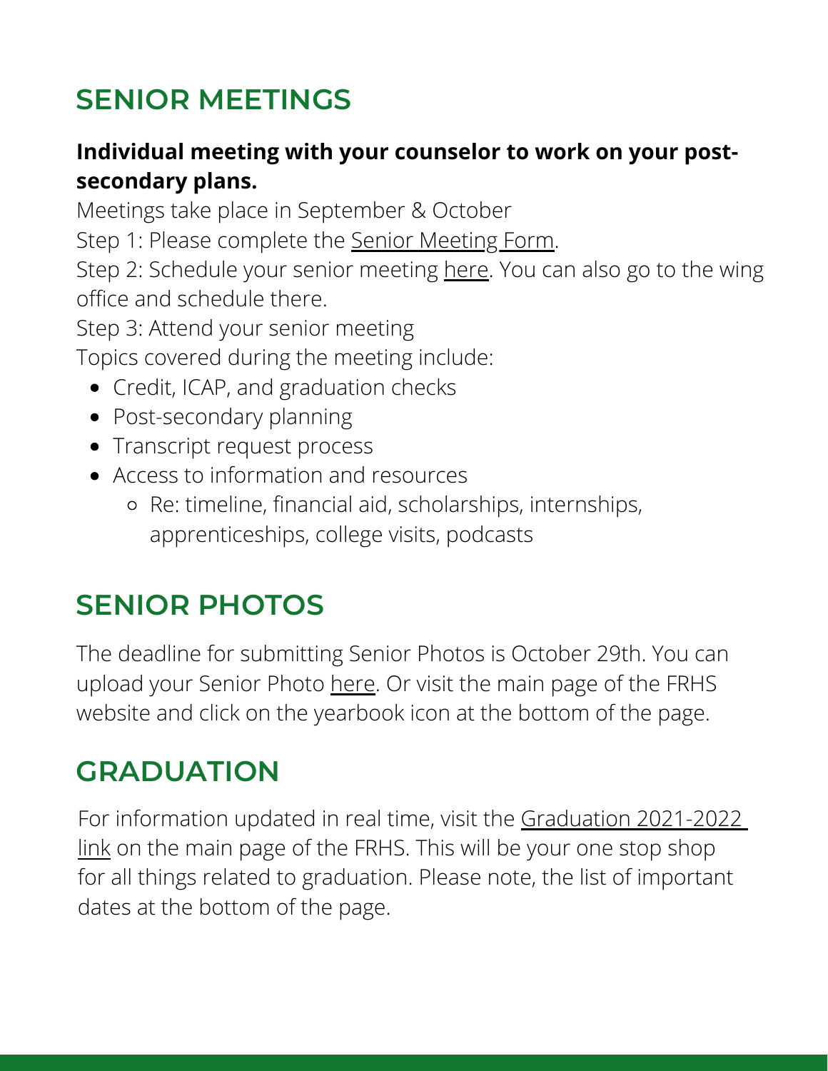## SENIOR MEETINGS

**Individual meeting with your counselor to work on your post-secondary plans.**

Meetings take place in September & October

Step 1: Please complete the Senior Meeting Form.

Step 2: Schedule your senior meeting here. You can also go to the wing office and schedule there.

Step 3: Attend your senior meeting

Topics covered during the meeting include:

- Credit, ICAP, and graduation checks
- Post-secondary planning
- Transcript request process
- Access to information and resources
  - Re: timeline, financial aid, scholarships, internships, apprenticeships, college visits, podcasts

## SENIOR PHOTOS

The deadline for submitting Senior Photos is October 29th. You can upload your Senior Photo here. Or visit the main page of the FRHS website and click on the yearbook icon at the bottom of the page.

## GRADUATION

For information updated in real time, visit the Graduation 2021-2022 link on the main page of the FRHS. This will be your one stop shop for all things related to graduation. Please note, the list of important dates at the bottom of the page.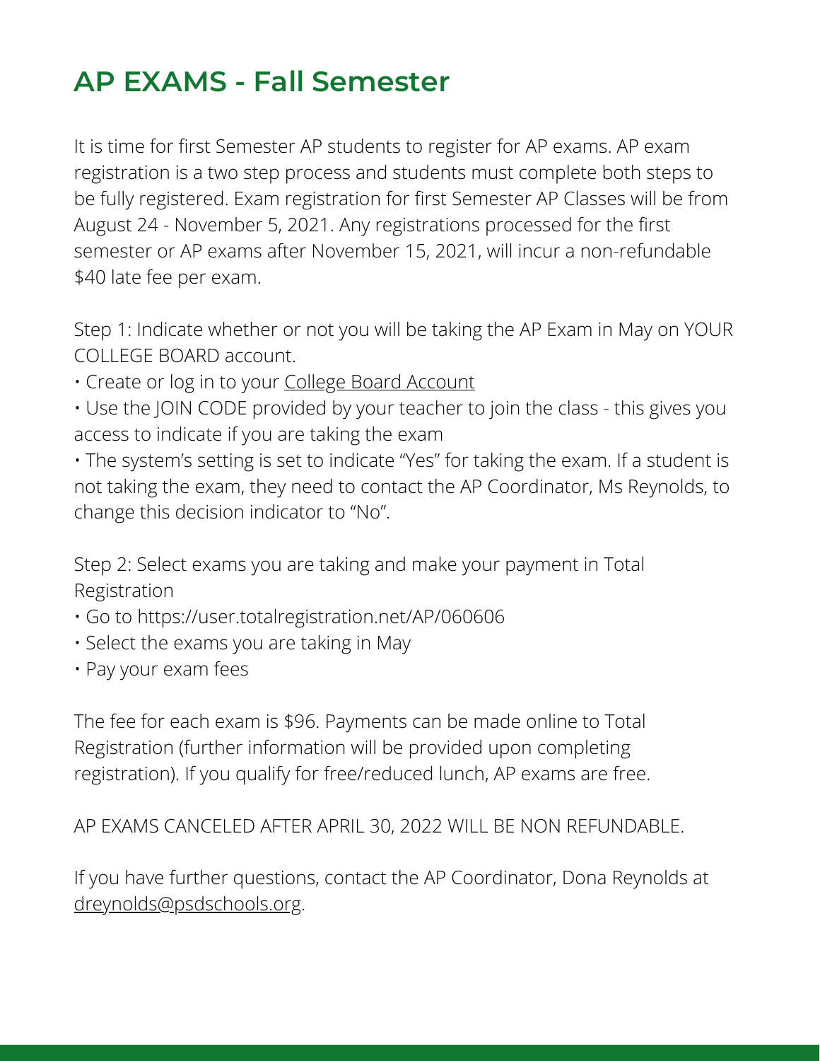# AP EXAMS - Fall Semester

It is time for first Semester AP students to register for AP exams. AP exam registration is a two step process and students must complete both steps to be fully registered. Exam registration for first Semester AP Classes will be from August 24 - November 5, 2021. Any registrations processed for the first semester or AP exams after November 15, 2021, will incur a non-refundable $40 late fee per exam.

Step 1: Indicate whether or not you will be taking the AP Exam in May on YOUR COLLEGE BOARD account.

- Create or log in to your College Board Account
- Use the JOIN CODE provided by your teacher to join the class - this gives you access to indicate if you are taking the exam
- The system's setting is set to indicate "Yes" for taking the exam. If a student is not taking the exam, they need to contact the AP Coordinator, Ms Reynolds, to change this decision indicator to "No".

Step 2: Select exams you are taking and make your payment in Total Registration

- Go to https://user.totalregistration.net/AP/060606
- Select the exams you are taking in May
- Pay your exam fees

The fee for each exam is $96. Payments can be made online to Total Registration (further information will be provided upon completing registration). If you qualify for free/reduced lunch, AP exams are free.

AP EXAMS CANCELED AFTER APRIL 30, 2022 WILL BE NON REFUNDABLE.

If you have further questions, contact the AP Coordinator, Dona Reynolds at dreynolds@psdschools.org.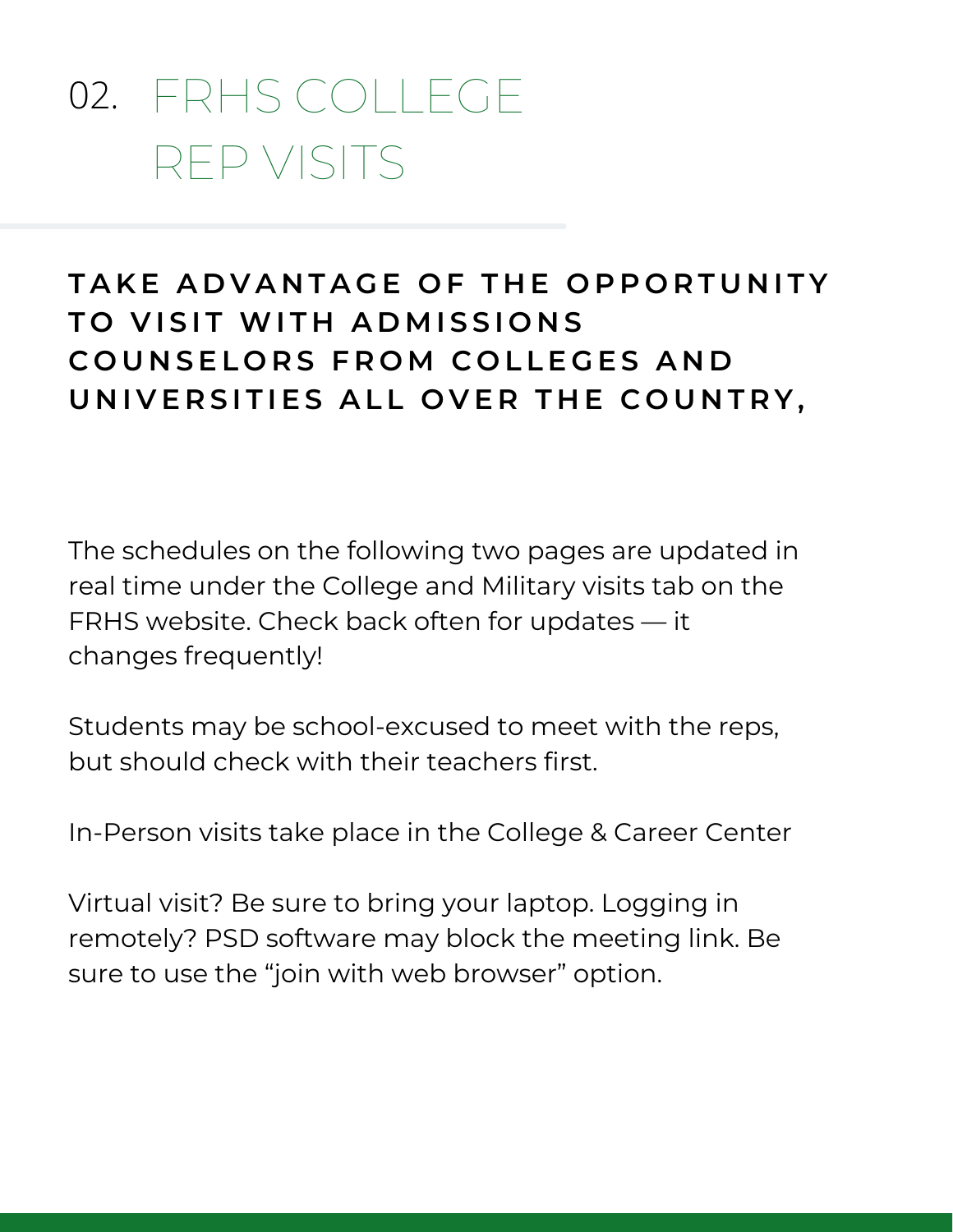# 02. FRHS COLLEGE REP VISITS

**TAKE ADVANTAGE OF THE OPPORTUNITY TO VISIT WITH ADMISSIONS COUNSELORS FROM COLLEGES AND UNIVERSITIES ALL OVER THE COUNTRY,**

The schedules on the following two pages are updated in real time under the College and Military visits tab on the FRHS website. Check back often for updates — it changes frequently!

Students may be school-excused to meet with the reps, but should check with their teachers first.

In-Person visits take place in the College & Career Center

Virtual visit? Be sure to bring your laptop. Logging in remotely? PSD software may block the meeting link. Be sure to use the "join with web browser" option.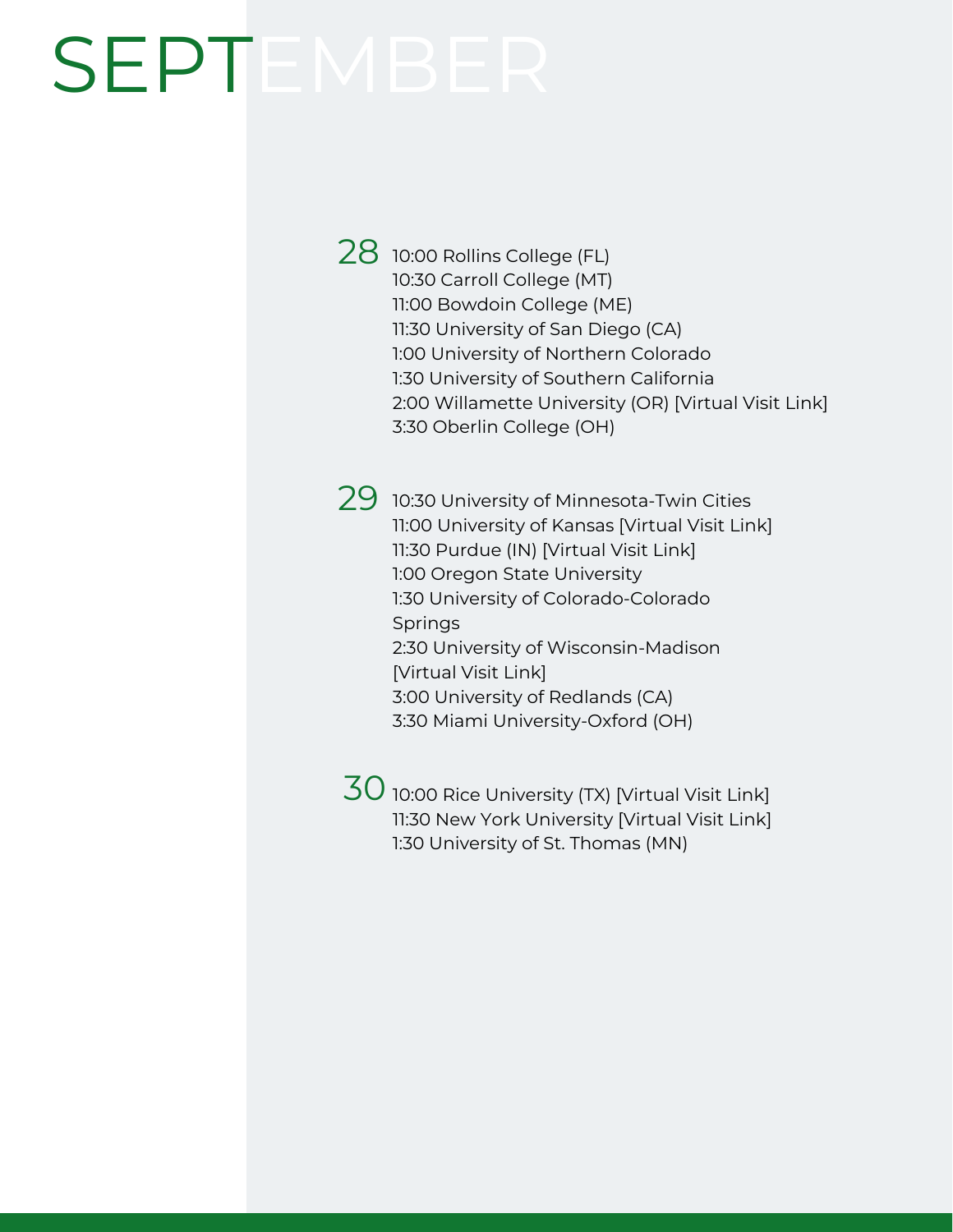# SEPTEMBER

**28**

- 10:00 Rollins College (FL)
- 10:30 Carroll College (MT)
- 11:00 Bowdoin College (ME)
- 11:30 University of San Diego (CA)
- 1:00 University of Northern Colorado
- 1:30 University of Southern California
- 2:00 Willamette University (OR) [Virtual Visit Link]
- 3:30 Oberlin College (OH)

**29**

- 10:30 University of Minnesota-Twin Cities
- 11:00 University of Kansas [Virtual Visit Link]
- 11:30 Purdue (IN) [Virtual Visit Link]
- 1:00 Oregon State University
- 1:30 University of Colorado-Colorado Springs
- 2:30 University of Wisconsin-Madison [Virtual Visit Link]
- 3:00 University of Redlands (CA)
- 3:30 Miami University-Oxford (OH)

**30**

- 10:00 Rice University (TX) [Virtual Visit Link]
- 11:30 New York University [Virtual Visit Link]
- 1:30 University of St. Thomas (MN)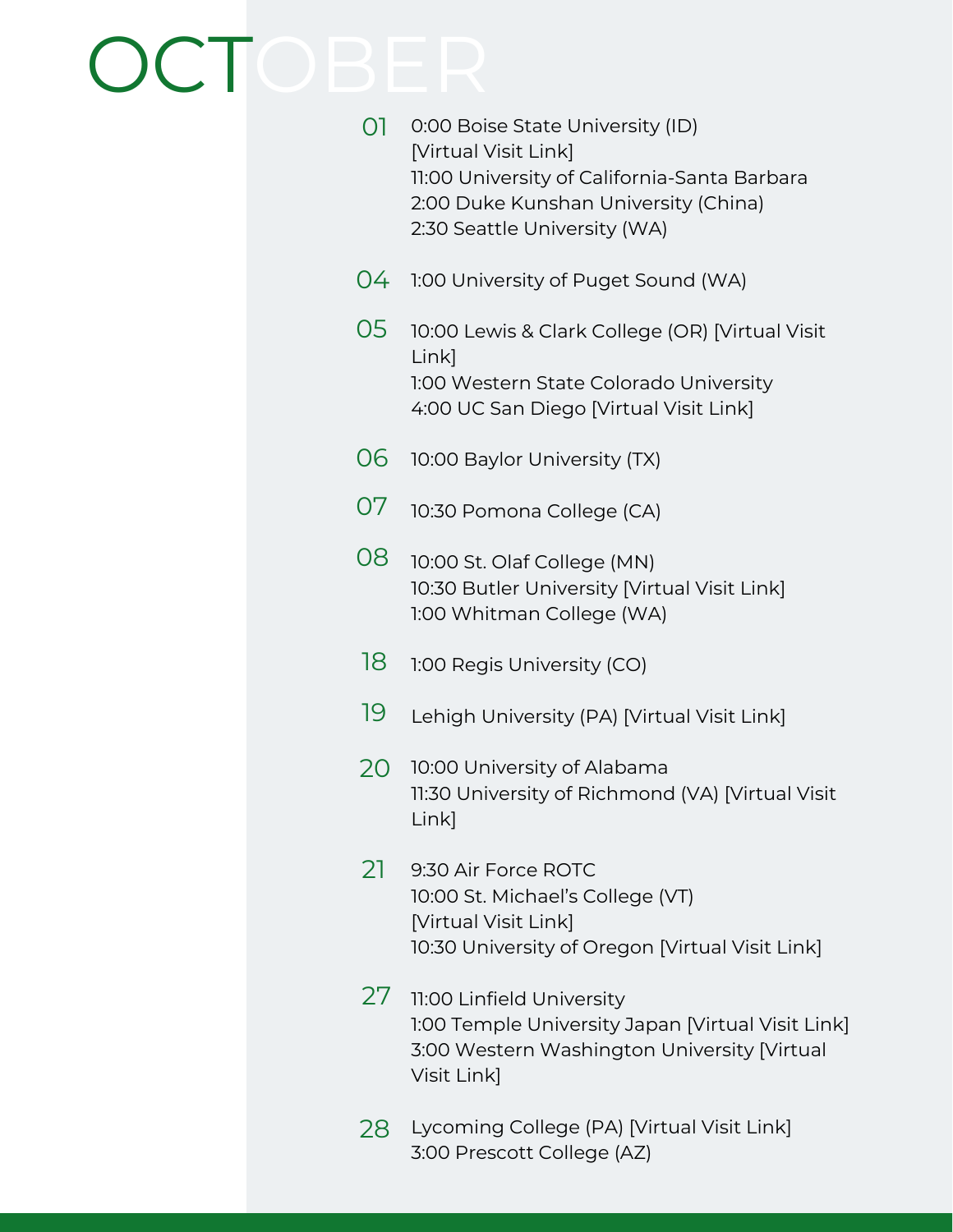# OCTOBER

**01**
0:00 Boise State University (ID) [Virtual Visit Link]
11:00 University of California-Santa Barbara
2:00 Duke Kunshan University (China)
2:30 Seattle University (WA)

**04**
1:00 University of Puget Sound (WA)

**05**
10:00 Lewis & Clark College (OR) [Virtual Visit Link]
1:00 Western State Colorado University
4:00 UC San Diego [Virtual Visit Link]

**06**
10:00 Baylor University (TX)

**07**
10:30 Pomona College (CA)

**08**
10:00 St. Olaf College (MN)
10:30 Butler University [Virtual Visit Link]
1:00 Whitman College (WA)

**18**
1:00 Regis University (CO)

**19**
Lehigh University (PA) [Virtual Visit Link]

**20**
10:00 University of Alabama
11:30 University of Richmond (VA) [Virtual Visit Link]

**21**
9:30 Air Force ROTC
10:00 St. Michael's College (VT) [Virtual Visit Link]
10:30 University of Oregon [Virtual Visit Link]

**27**
11:00 Linfield University
1:00 Temple University Japan [Virtual Visit Link]
3:00 Western Washington University [Virtual Visit Link]

**28**
Lycoming College (PA) [Virtual Visit Link]
3:00 Prescott College (AZ)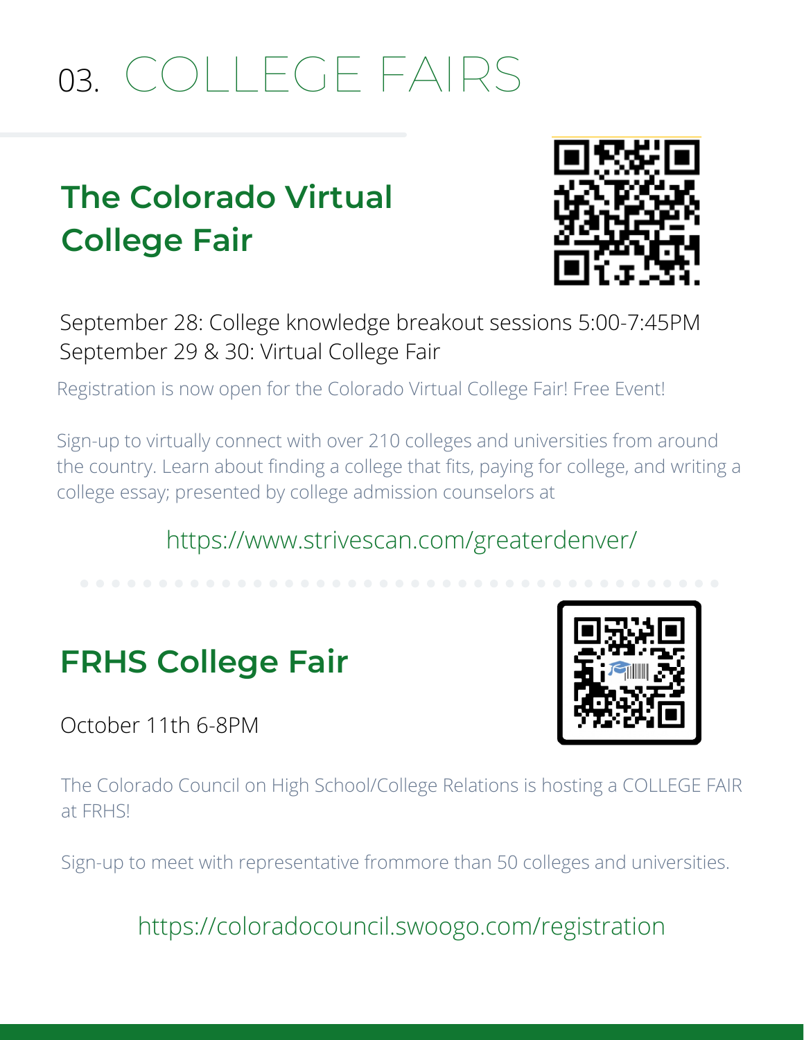# 03. COLLEGE FAIRS

## The Colorado Virtual College Fair

September 28: College knowledge breakout sessions 5:00-7:45PM
September 29 & 30: Virtual College Fair

Registration is now open for the Colorado Virtual College Fair! Free Event!

Sign-up to virtually connect with over 210 colleges and universities from around the country. Learn about finding a college that fits, paying for college, and writing a college essay; presented by college admission counselors at

https://www.strivescan.com/greaterdenver/

## FRHS College Fair

October 11th 6-8PM

The Colorado Council on High School/College Relations is hosting a COLLEGE FAIR at FRHS!

Sign-up to meet with representative frommore than 50 colleges and universities.

https://coloradocouncil.swoogo.com/registration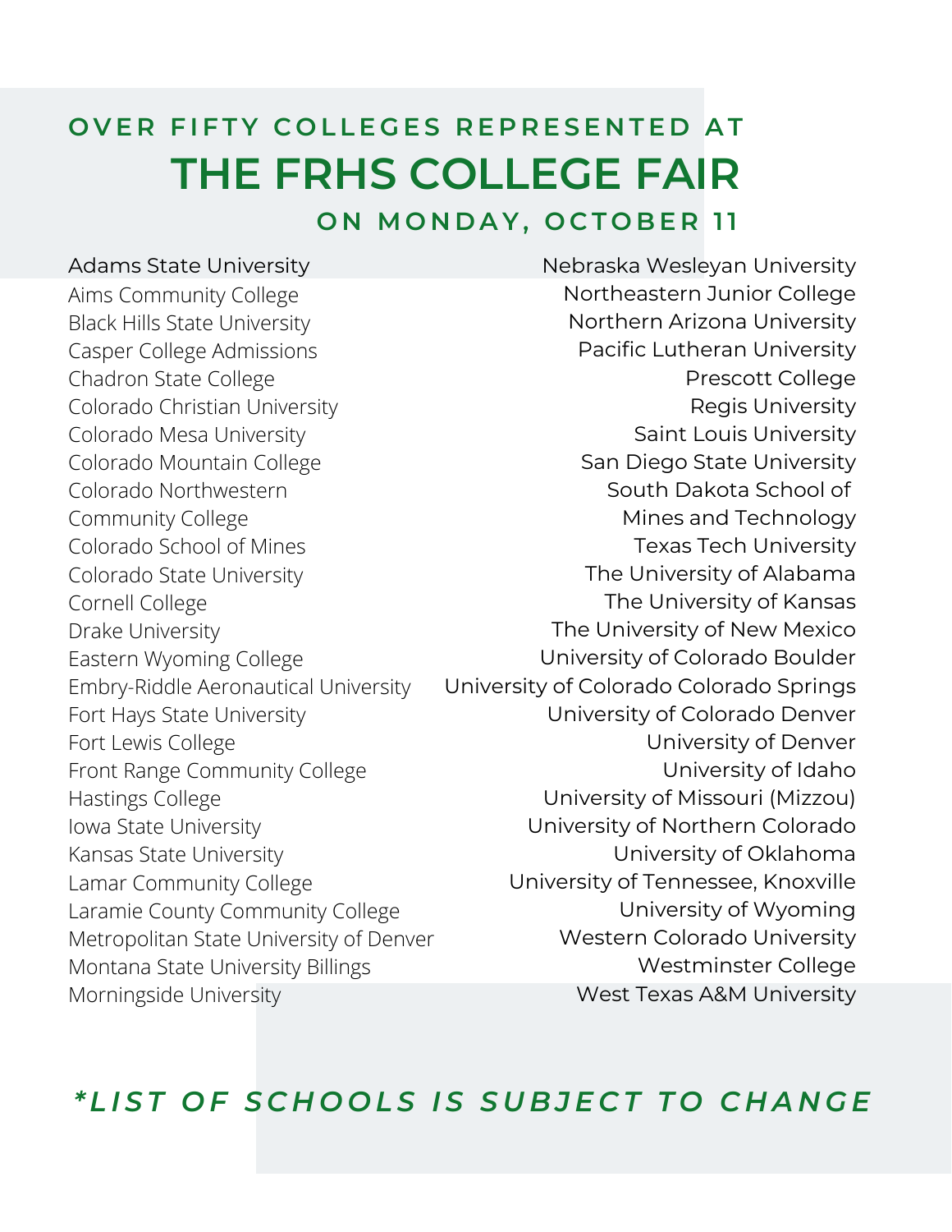## OVER FIFTY COLLEGES REPRESENTED AT

# THE FRHS COLLEGE FAIR

## ON MONDAY, OCTOBER 11

- Adams State University
- Aims Community College
- Black Hills State University
- Casper College Admissions
- Chadron State College
- Colorado Christian University
- Colorado Mesa University
- Colorado Mountain College
- Colorado Northwestern Community College
- Colorado School of Mines
- Colorado State University
- Cornell College
- Drake University
- Eastern Wyoming College
- Embry-Riddle Aeronautical University
- Fort Hays State University
- Fort Lewis College
- Front Range Community College
- Hastings College
- Iowa State University
- Kansas State University
- Lamar Community College
- Laramie County Community College
- Metropolitan State University of Denver
- Montana State University Billings
- Morningside University
- Nebraska Wesleyan University
- Northeastern Junior College
- Northern Arizona University
- Pacific Lutheran University
- Prescott College
- Regis University
- Saint Louis University
- San Diego State University
- South Dakota School of Mines and Technology
- Texas Tech University
- The University of Alabama
- The University of Kansas
- The University of New Mexico
- University of Colorado Boulder
- University of Colorado Colorado Springs
- University of Colorado Denver
- University of Denver
- University of Idaho
- University of Missouri (Mizzou)
- University of Northern Colorado
- University of Oklahoma
- University of Tennessee, Knoxville
- University of Wyoming
- Western Colorado University
- Westminster College
- West Texas A&M University

***LIST OF SCHOOLS IS SUBJECT TO CHANGE***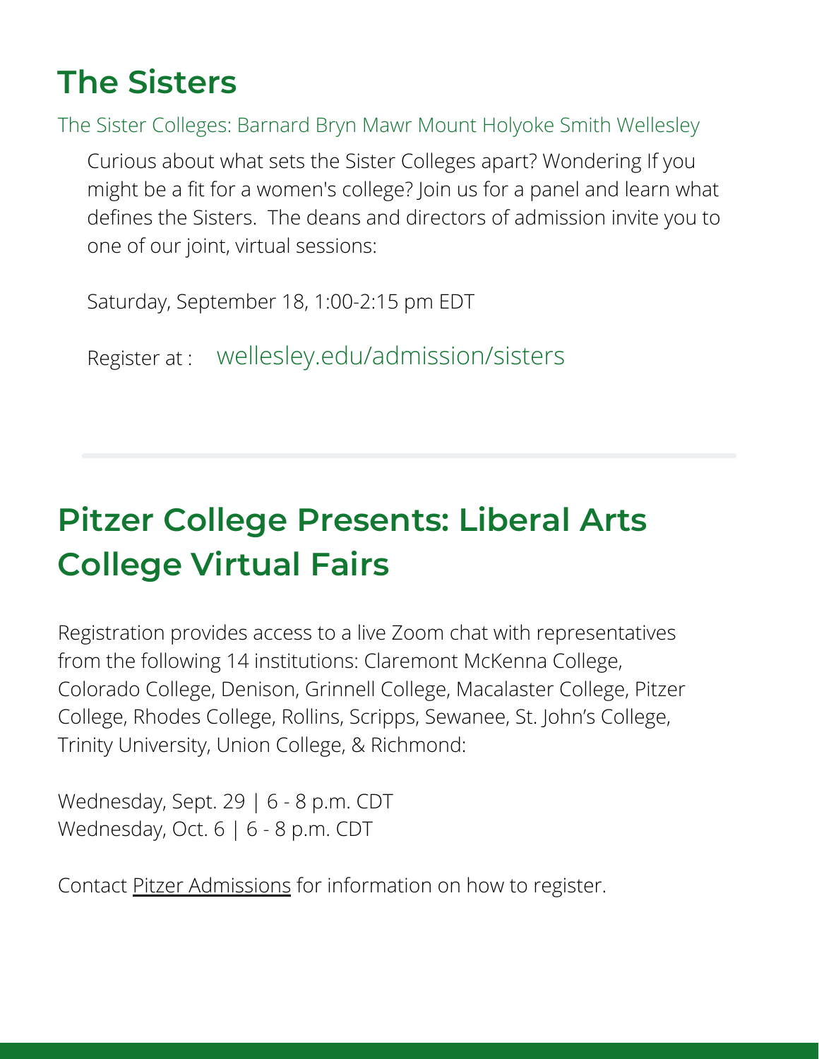## The Sisters

The Sister Colleges: Barnard Bryn Mawr Mount Holyoke Smith Wellesley

Curious about what sets the Sister Colleges apart? Wondering If you might be a fit for a women's college? Join us for a panel and learn what defines the Sisters. The deans and directors of admission invite you to one of our joint, virtual sessions:

Saturday, September 18, 1:00-2:15 pm EDT

Register at : wellesley.edu/admission/sisters

---

## Pitzer College Presents: Liberal Arts College Virtual Fairs

Registration provides access to a live Zoom chat with representatives from the following 14 institutions: Claremont McKenna College, Colorado College, Denison, Grinnell College, Macalaster College, Pitzer College, Rhodes College, Rollins, Scripps, Sewanee, St. John's College, Trinity University, Union College, & Richmond:

Wednesday, Sept. 29 | 6 - 8 p.m. CDT
Wednesday, Oct. 6 | 6 - 8 p.m. CDT

Contact Pitzer Admissions for information on how to register.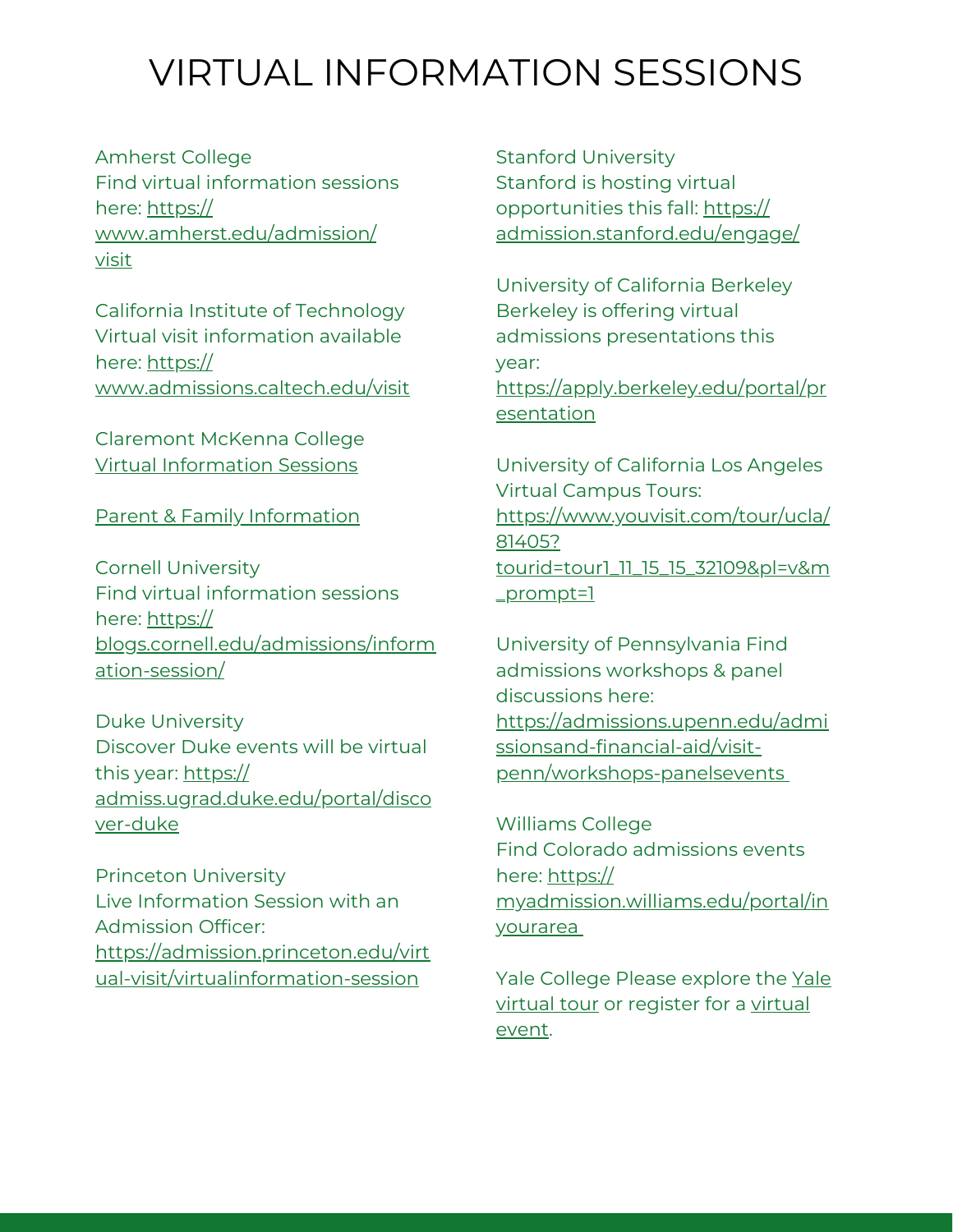# VIRTUAL INFORMATION SESSIONS

Amherst College
Find virtual information sessions here: https://www.amherst.edu/admission/visit

California Institute of Technology
Virtual visit information available here: https://www.admissions.caltech.edu/visit

Claremont McKenna College
Virtual Information Sessions

Parent & Family Information

Cornell University
Find virtual information sessions here: https://blogs.cornell.edu/admissions/information-session/

Duke University
Discover Duke events will be virtual this year: https://admiss.ugrad.duke.edu/portal/discover-duke

Princeton University
Live Information Session with an Admission Officer: https://admission.princeton.edu/virtual-visit/virtualinformation-session

Stanford University
Stanford is hosting virtual opportunities this fall: https://admission.stanford.edu/engage/

University of California Berkeley
Berkeley is offering virtual admissions presentations this year: https://apply.berkeley.edu/portal/presentation

University of California Los Angeles
Virtual Campus Tours: https://www.youvisit.com/tour/ucla/81405?tourid=tour1_11_15_15_32109&pl=v&m_prompt=1

University of Pennsylvania Find admissions workshops & panel discussions here: https://admissions.upenn.edu/admissionsand-financial-aid/visit-penn/workshops-panelsevents

Williams College
Find Colorado admissions events here: https://myadmission.williams.edu/portal/inyourarea

Yale College Please explore the Yale virtual tour or register for a virtual event.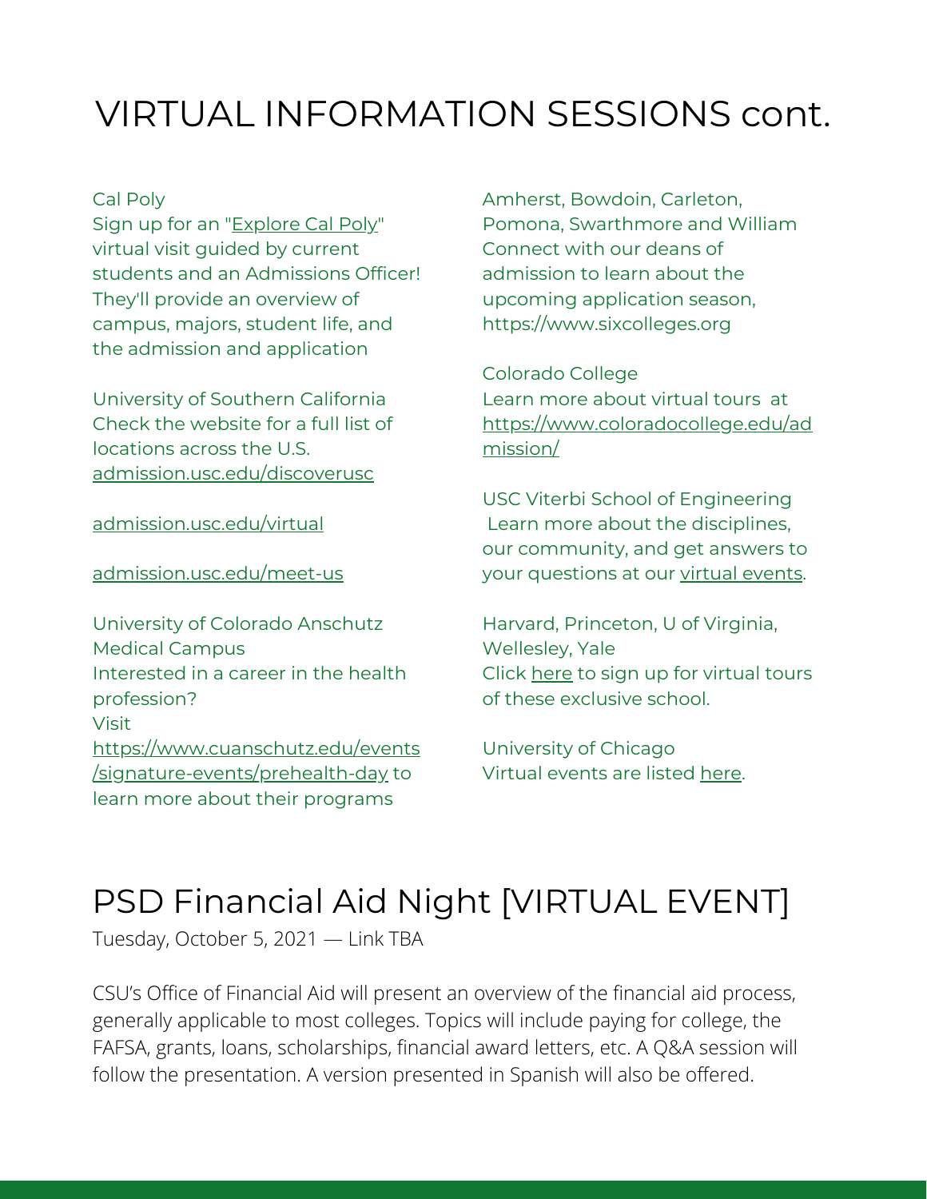# VIRTUAL INFORMATION SESSIONS cont.

Cal Poly
Sign up for an "Explore Cal Poly" virtual visit guided by current students and an Admissions Officer! They'll provide an overview of campus, majors, student life, and the admission and application

University of Southern California
Check the website for a full list of locations across the U.S.
admission.usc.edu/discoverusc

admission.usc.edu/virtual

admission.usc.edu/meet-us

University of Colorado Anschutz Medical Campus
Interested in a career in the health profession?
Visit https://www.cuanschutz.edu/events/signature-events/prehealth-day to learn more about their programs

Amherst, Bowdoin, Carleton, Pomona, Swarthmore and William
Connect with our deans of admission to learn about the upcoming application season, https://www.sixcolleges.org

Colorado College
Learn more about virtual tours at https://www.coloradocollege.edu/admission/

USC Viterbi School of Engineering
Learn more about the disciplines, our community, and get answers to your questions at our virtual events.

Harvard, Princeton, U of Virginia, Wellesley, Yale
Click here to sign up for virtual tours of these exclusive school.

University of Chicago
Virtual events are listed here.

# PSD Financial Aid Night [VIRTUAL EVENT]

Tuesday, October 5, 2021 — Link TBA

CSU's Office of Financial Aid will present an overview of the financial aid process, generally applicable to most colleges. Topics will include paying for college, the FAFSA, grants, loans, scholarships, financial award letters, etc. A Q&A session will follow the presentation. A version presented in Spanish will also be offered.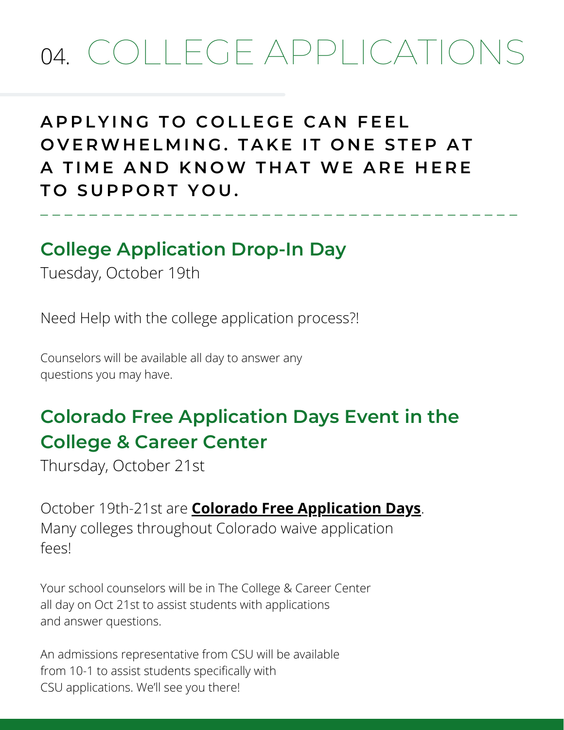# 04. COLLEGE APPLICATIONS

**APPLYING TO COLLEGE CAN FEEL OVERWHELMING. TAKE IT ONE STEP AT A TIME AND KNOW THAT WE ARE HERE TO SUPPORT YOU.**

---

## College Application Drop-In Day

Tuesday, October 19th

Need Help with the college application process?!

Counselors will be available all day to answer any questions you may have.

## Colorado Free Application Days Event in the College & Career Center

Thursday, October 21st

October 19th-21st are **Colorado Free Application Days**. Many colleges throughout Colorado waive application fees!

Your school counselors will be in The College & Career Center all day on Oct 21st to assist students with applications and answer questions.

An admissions representative from CSU will be available from 10-1 to assist students specifically with CSU applications. We'll see you there!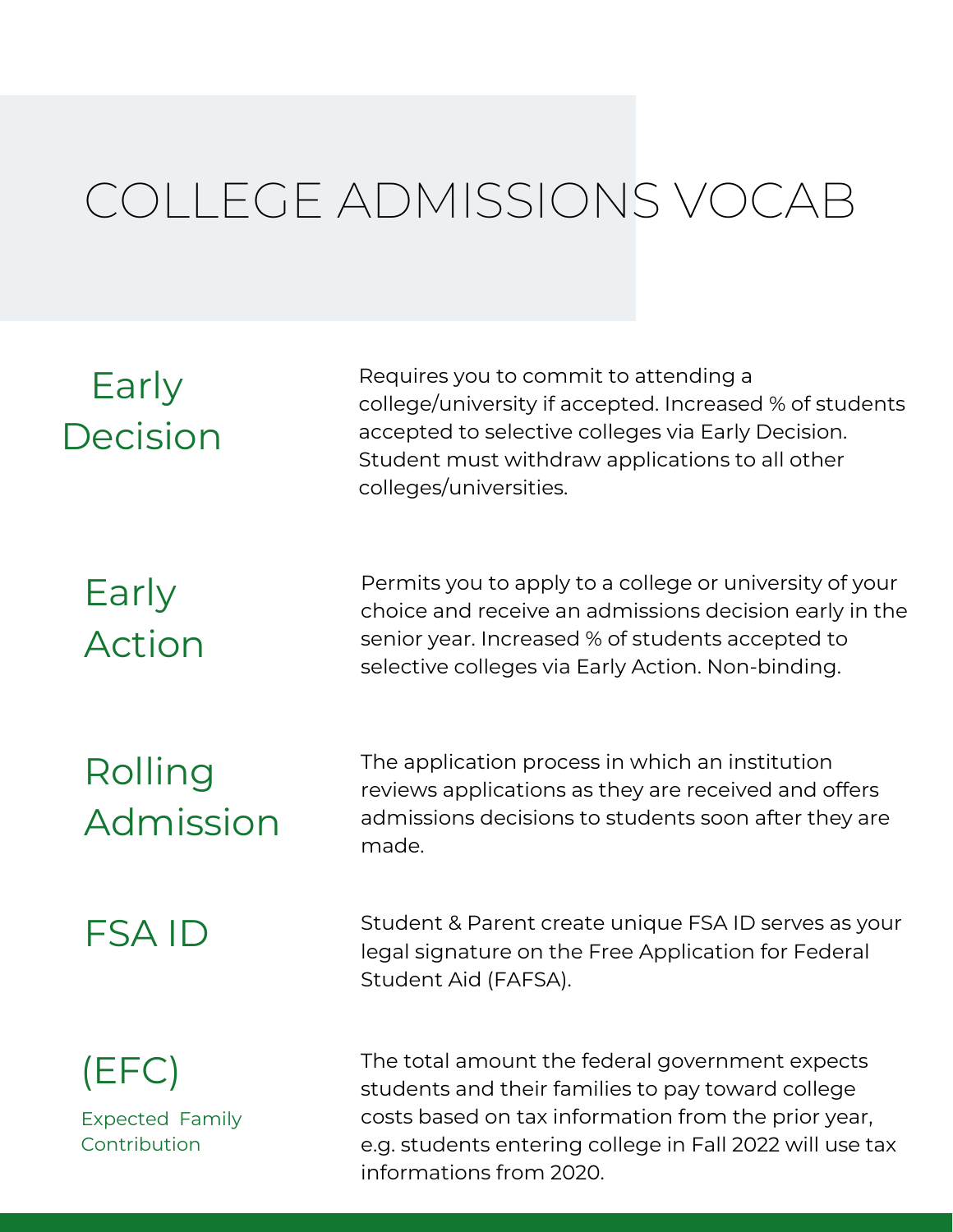# COLLEGE ADMISSIONS VOCAB

## Early Decision

Requires you to commit to attending a college/university if accepted. Increased % of students accepted to selective colleges via Early Decision. Student must withdraw applications to all other colleges/universities.

## Early Action

Permits you to apply to a college or university of your choice and receive an admissions decision early in the senior year. Increased % of students accepted to selective colleges via Early Action. Non-binding.

## Rolling Admission

The application process in which an institution reviews applications as they are received and offers admissions decisions to students soon after they are made.

## FSA ID

Student & Parent create unique FSA ID serves as your legal signature on the Free Application for Federal Student Aid (FAFSA).

## (EFC)

Expected Family Contribution

The total amount the federal government expects students and their families to pay toward college costs based on tax information from the prior year, e.g. students entering college in Fall 2022 will use tax informations from 2020.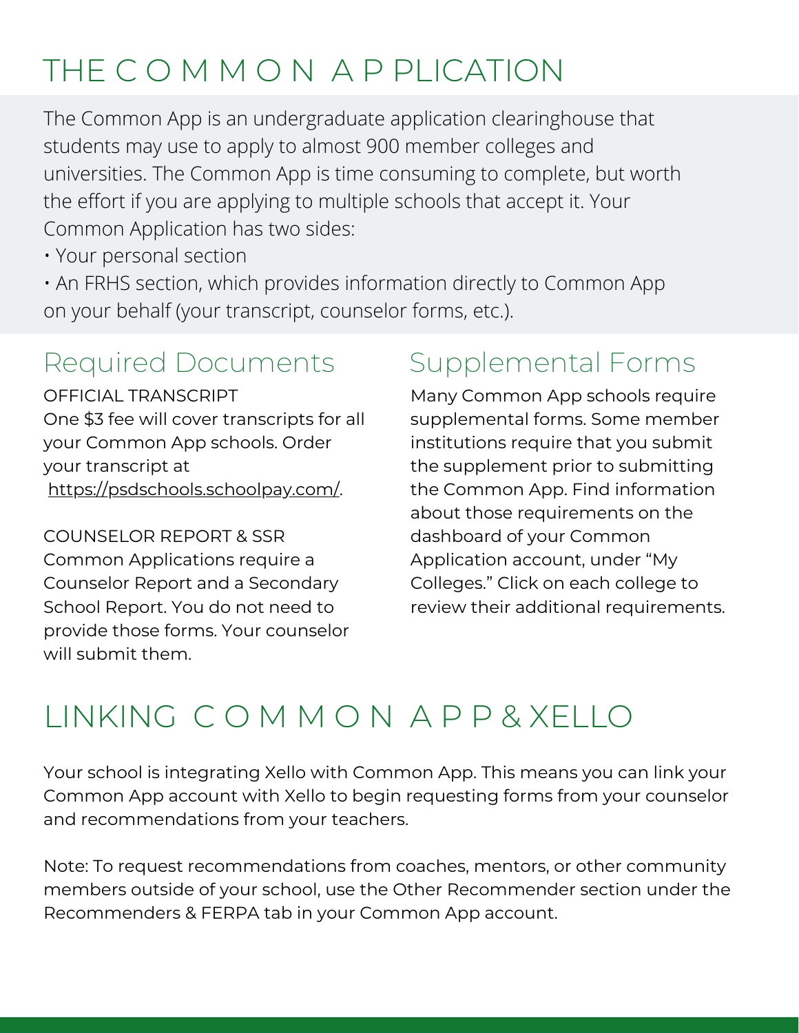# THE COMMON APPLICATION

The Common App is an undergraduate application clearinghouse that students may use to apply to almost 900 member colleges and universities. The Common App is time consuming to complete, but worth the effort if you are applying to multiple schools that accept it. Your Common Application has two sides:

- Your personal section
- An FRHS section, which provides information directly to Common App on your behalf (your transcript, counselor forms, etc.).

## Required Documents

OFFICIAL TRANSCRIPT
One $3 fee will cover transcripts for all your Common App schools. Order your transcript at https://psdschools.schoolpay.com/.

COUNSELOR REPORT & SSR
Common Applications require a Counselor Report and a Secondary School Report. You do not need to provide those forms. Your counselor will submit them.

## Supplemental Forms

Many Common App schools require supplemental forms. Some member institutions require that you submit the supplement prior to submitting the Common App. Find information about those requirements on the dashboard of your Common Application account, under "My Colleges." Click on each college to review their additional requirements.

# LINKING COMMON APP & XELLO

Your school is integrating Xello with Common App. This means you can link your Common App account with Xello to begin requesting forms from your counselor and recommendations from your teachers.

Note: To request recommendations from coaches, mentors, or other community members outside of your school, use the Other Recommender section under the Recommenders & FERPA tab in your Common App account.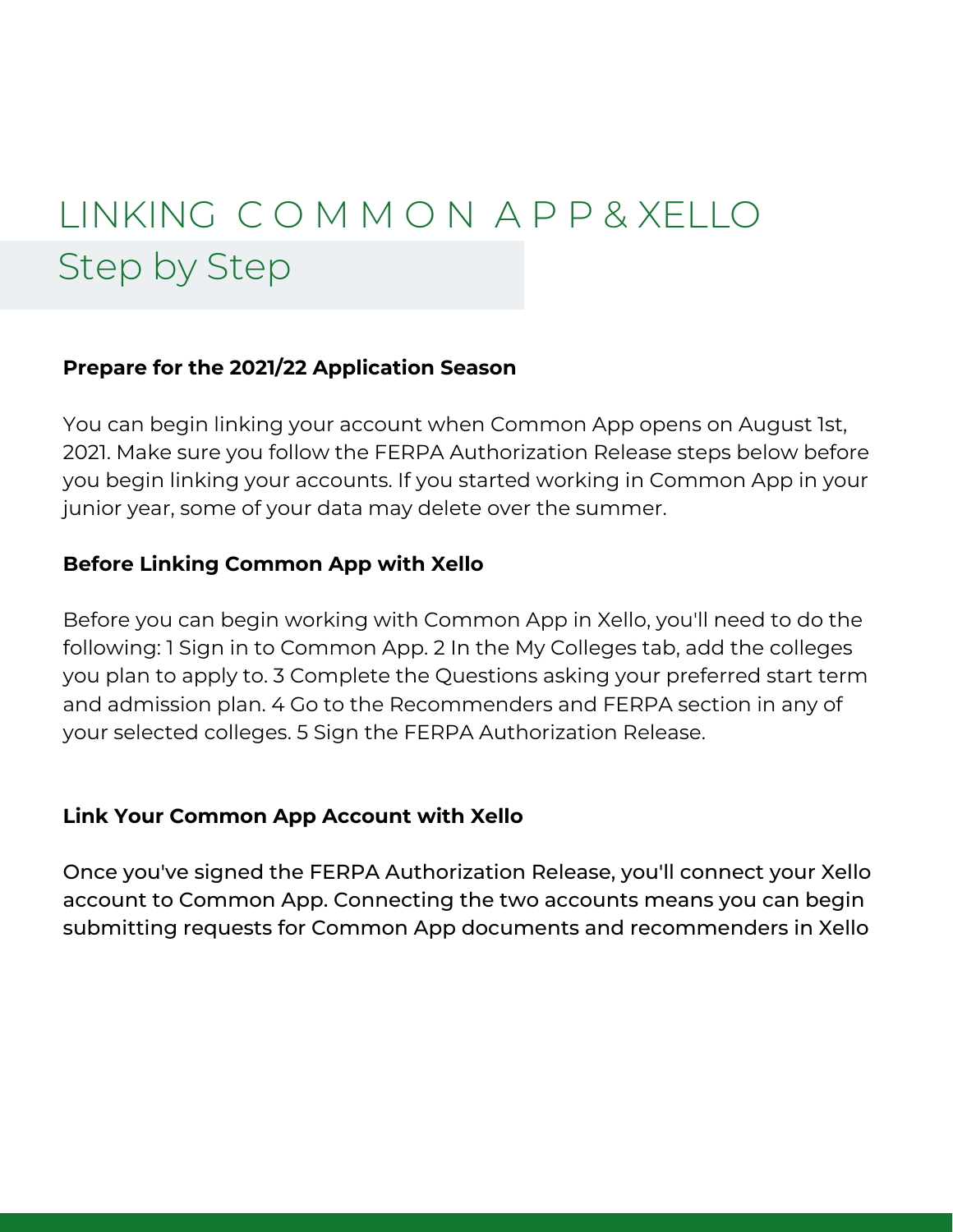# LINKING COMMON APP & XELLO

## Step by Step

**Prepare for the 2021/22 Application Season**

You can begin linking your account when Common App opens on August 1st, 2021. Make sure you follow the FERPA Authorization Release steps below before you begin linking your accounts. If you started working in Common App in your junior year, some of your data may delete over the summer.

**Before Linking Common App with Xello**

Before you can begin working with Common App in Xello, you'll need to do the following: 1 Sign in to Common App. 2 In the My Colleges tab, add the colleges you plan to apply to. 3 Complete the Questions asking your preferred start term and admission plan. 4 Go to the Recommenders and FERPA section in any of your selected colleges. 5 Sign the FERPA Authorization Release.

**Link Your Common App Account with Xello**

Once you've signed the FERPA Authorization Release, you'll connect your Xello account to Common App. Connecting the two accounts means you can begin submitting requests for Common App documents and recommenders in Xello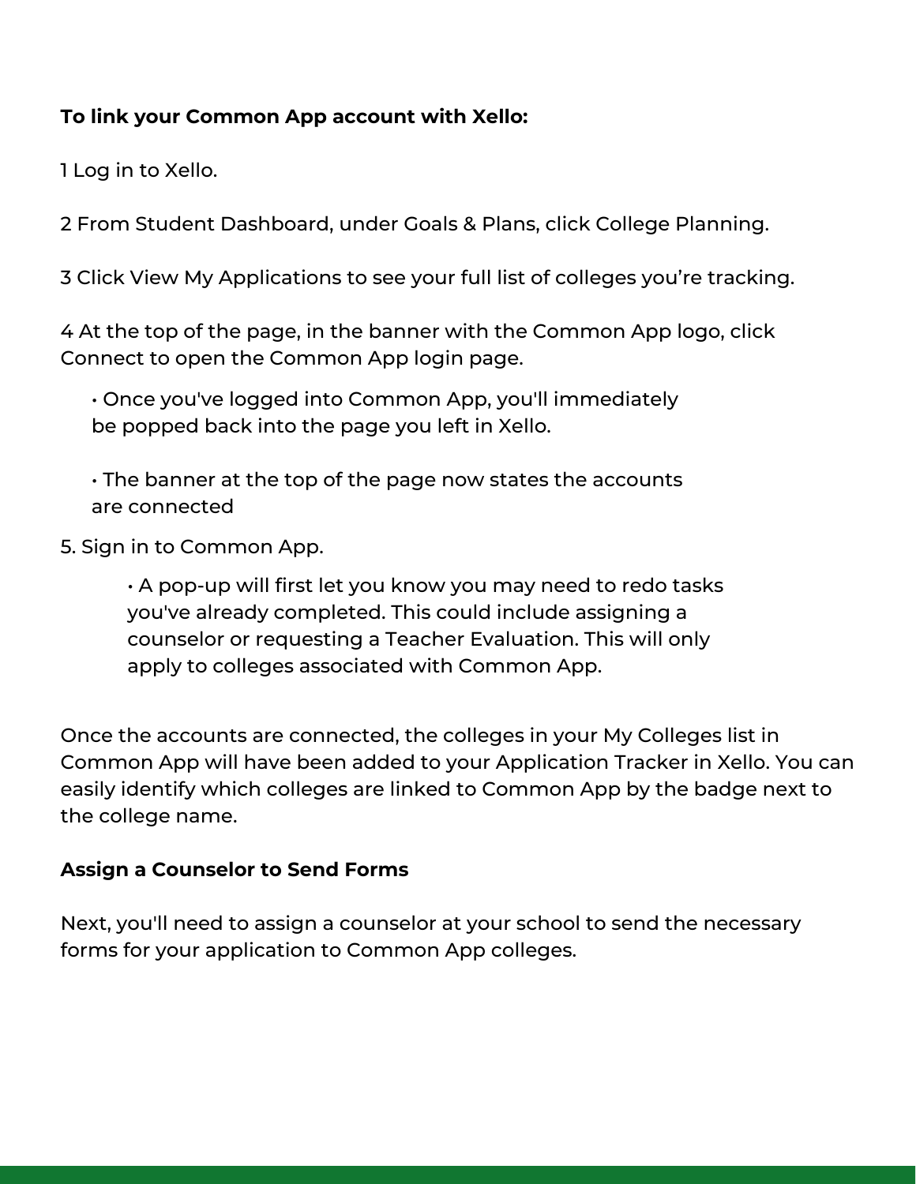**To link your Common App account with Xello:**

1 Log in to Xello.

2 From Student Dashboard, under Goals & Plans, click College Planning.

3 Click View My Applications to see your full list of colleges you're tracking.

4 At the top of the page, in the banner with the Common App logo, click Connect to open the Common App login page.

- Once you've logged into Common App, you'll immediately be popped back into the page you left in Xello.

- The banner at the top of the page now states the accounts are connected

5. Sign in to Common App.

    - A pop-up will first let you know you may need to redo tasks you've already completed. This could include assigning a counselor or requesting a Teacher Evaluation. This will only apply to colleges associated with Common App.

Once the accounts are connected, the colleges in your My Colleges list in Common App will have been added to your Application Tracker in Xello. You can easily identify which colleges are linked to Common App by the badge next to the college name.

**Assign a Counselor to Send Forms**

Next, you'll need to assign a counselor at your school to send the necessary forms for your application to Common App colleges.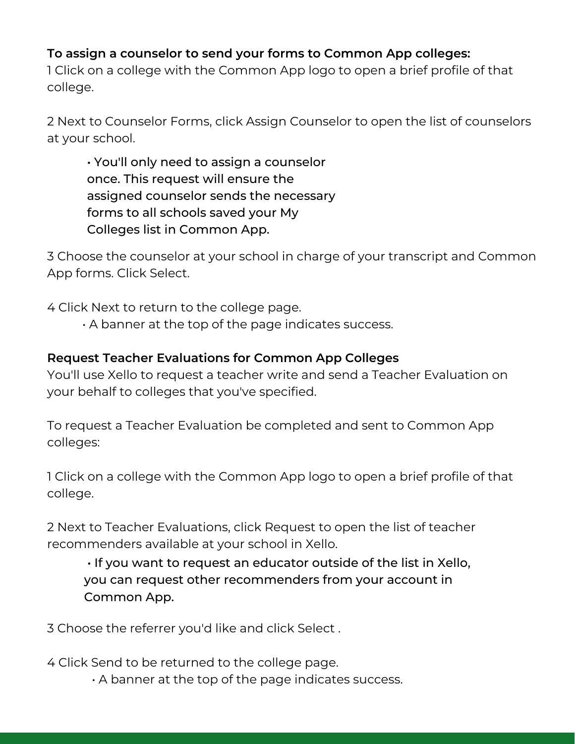**To assign a counselor to send your forms to Common App colleges:**

1 Click on a college with the Common App logo to open a brief profile of that college.

2 Next to Counselor Forms, click Assign Counselor to open the list of counselors at your school.

- You'll only need to assign a counselor once. This request will ensure the assigned counselor sends the necessary forms to all schools saved your My Colleges list in Common App.

3 Choose the counselor at your school in charge of your transcript and Common App forms. Click Select.

4 Click Next to return to the college page.

- A banner at the top of the page indicates success.

**Request Teacher Evaluations for Common App Colleges**

You'll use Xello to request a teacher write and send a Teacher Evaluation on your behalf to colleges that you've specified.

To request a Teacher Evaluation be completed and sent to Common App colleges:

1 Click on a college with the Common App logo to open a brief profile of that college.

2 Next to Teacher Evaluations, click Request to open the list of teacher recommenders available at your school in Xello.

- If you want to request an educator outside of the list in Xello, you can request other recommenders from your account in Common App.

3 Choose the referrer you'd like and click Select .

4 Click Send to be returned to the college page.

- A banner at the top of the page indicates success.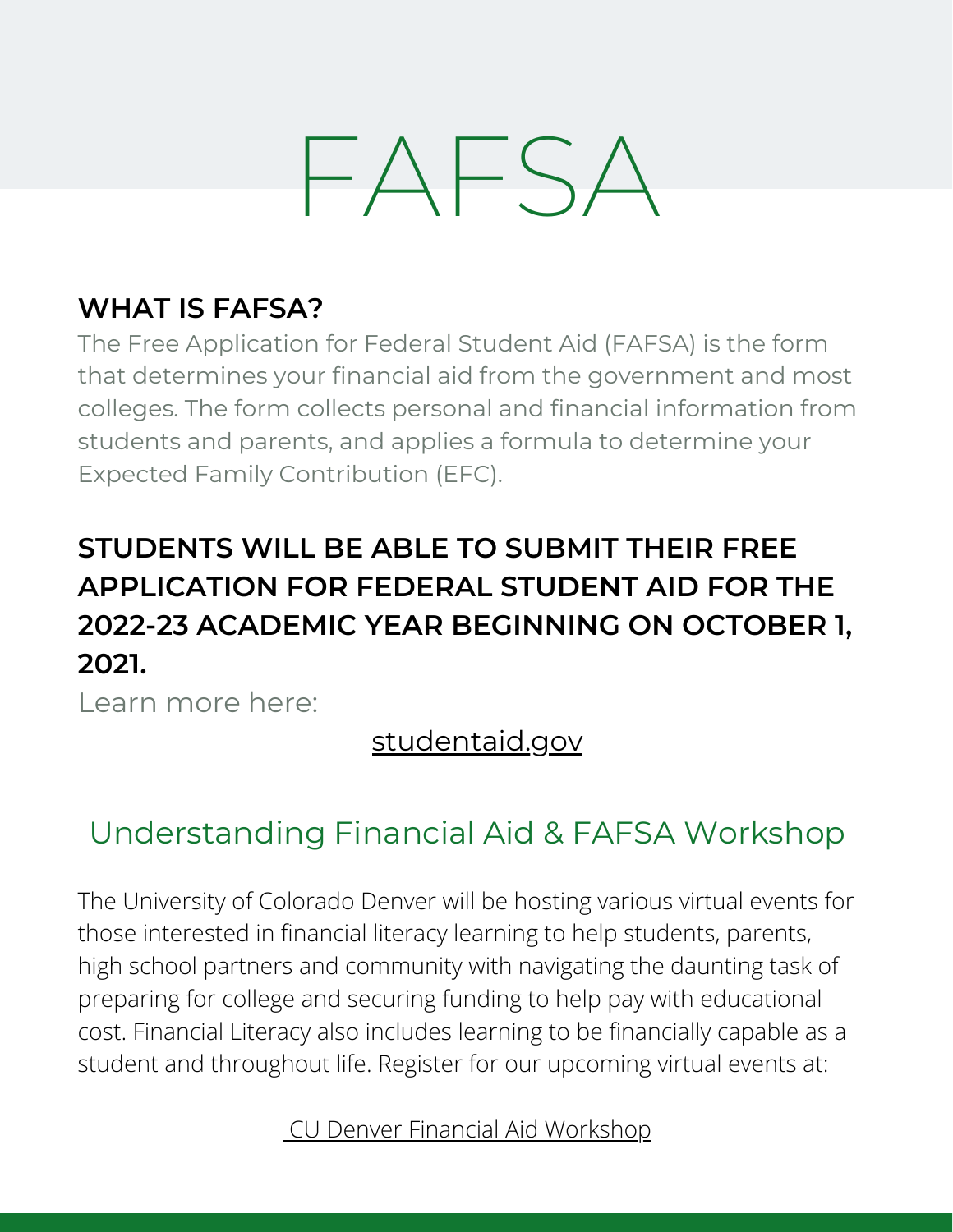# FAFSA

**WHAT IS FAFSA?**

The Free Application for Federal Student Aid (FAFSA) is the form that determines your financial aid from the government and most colleges. The form collects personal and financial information from students and parents, and applies a formula to determine your Expected Family Contribution (EFC).

**STUDENTS WILL BE ABLE TO SUBMIT THEIR FREE APPLICATION FOR FEDERAL STUDENT AID FOR THE 2022-23 ACADEMIC YEAR BEGINNING ON OCTOBER 1, 2021.**

Learn more here:

studentaid.gov

## Understanding Financial Aid & FAFSA Workshop

The University of Colorado Denver will be hosting various virtual events for those interested in financial literacy learning to help students, parents, high school partners and community with navigating the daunting task of preparing for college and securing funding to help pay with educational cost. Financial Literacy also includes learning to be financially capable as a student and throughout life. Register for our upcoming virtual events at:

CU Denver Financial Aid Workshop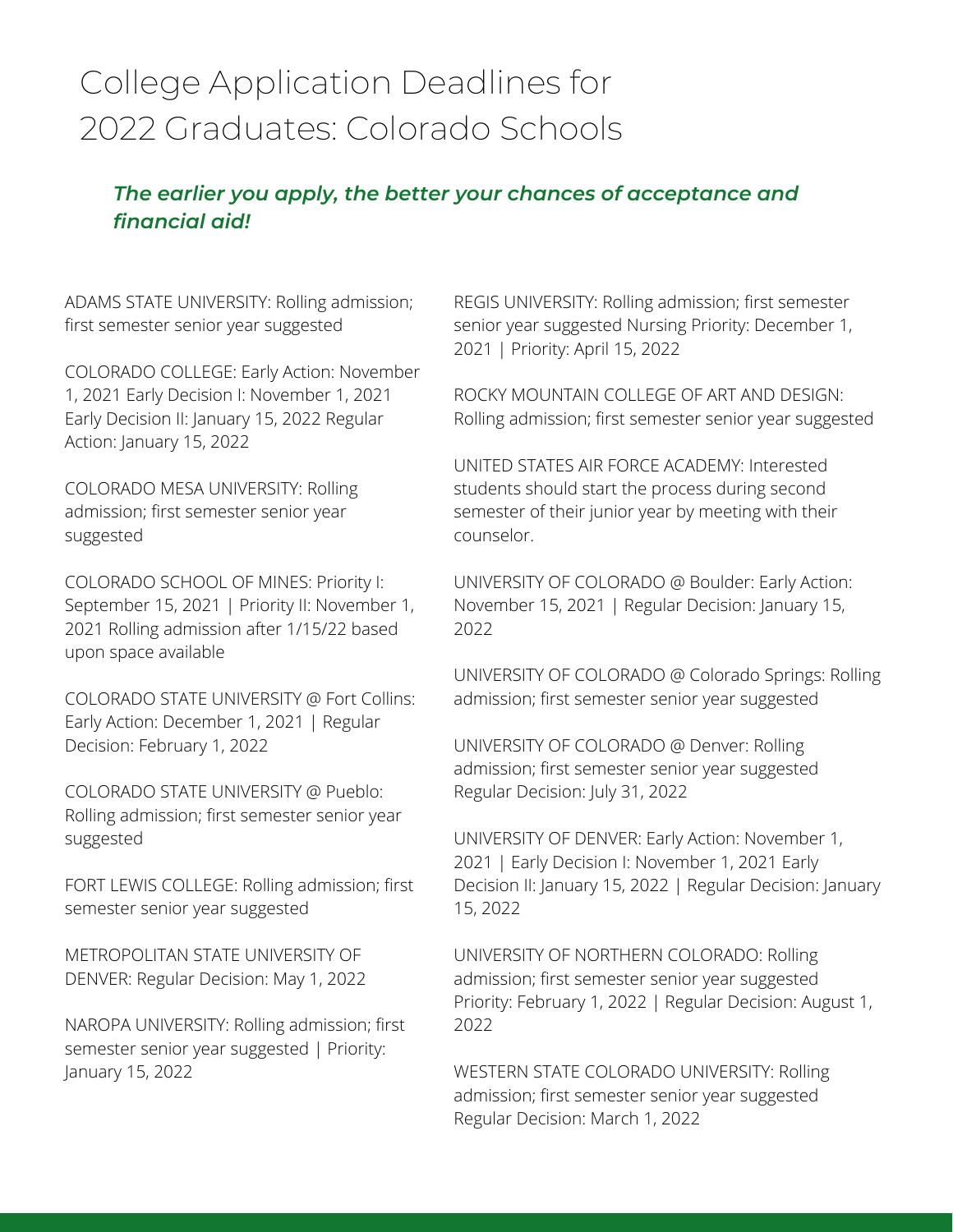# College Application Deadlines for 2022 Graduates: Colorado Schools

***The earlier you apply, the better your chances of acceptance and financial aid!***

ADAMS STATE UNIVERSITY: Rolling admission; first semester senior year suggested

COLORADO COLLEGE: Early Action: November 1, 2021 Early Decision I: November 1, 2021 Early Decision II: January 15, 2022 Regular Action: January 15, 2022

COLORADO MESA UNIVERSITY: Rolling admission; first semester senior year suggested

COLORADO SCHOOL OF MINES: Priority I: September 15, 2021 | Priority II: November 1, 2021 Rolling admission after 1/15/22 based upon space available

COLORADO STATE UNIVERSITY @ Fort Collins: Early Action: December 1, 2021 | Regular Decision: February 1, 2022

COLORADO STATE UNIVERSITY @ Pueblo: Rolling admission; first semester senior year suggested

FORT LEWIS COLLEGE: Rolling admission; first semester senior year suggested

METROPOLITAN STATE UNIVERSITY OF DENVER: Regular Decision: May 1, 2022

NAROPA UNIVERSITY: Rolling admission; first semester senior year suggested | Priority: January 15, 2022

REGIS UNIVERSITY: Rolling admission; first semester senior year suggested Nursing Priority: December 1, 2021 | Priority: April 15, 2022

ROCKY MOUNTAIN COLLEGE OF ART AND DESIGN: Rolling admission; first semester senior year suggested

UNITED STATES AIR FORCE ACADEMY: Interested students should start the process during second semester of their junior year by meeting with their counselor.

UNIVERSITY OF COLORADO @ Boulder: Early Action: November 15, 2021 | Regular Decision: January 15, 2022

UNIVERSITY OF COLORADO @ Colorado Springs: Rolling admission; first semester senior year suggested

UNIVERSITY OF COLORADO @ Denver: Rolling admission; first semester senior year suggested Regular Decision: July 31, 2022

UNIVERSITY OF DENVER: Early Action: November 1, 2021 | Early Decision I: November 1, 2021 Early Decision II: January 15, 2022 | Regular Decision: January 15, 2022

UNIVERSITY OF NORTHERN COLORADO: Rolling admission; first semester senior year suggested Priority: February 1, 2022 | Regular Decision: August 1, 2022

WESTERN STATE COLORADO UNIVERSITY: Rolling admission; first semester senior year suggested Regular Decision: March 1, 2022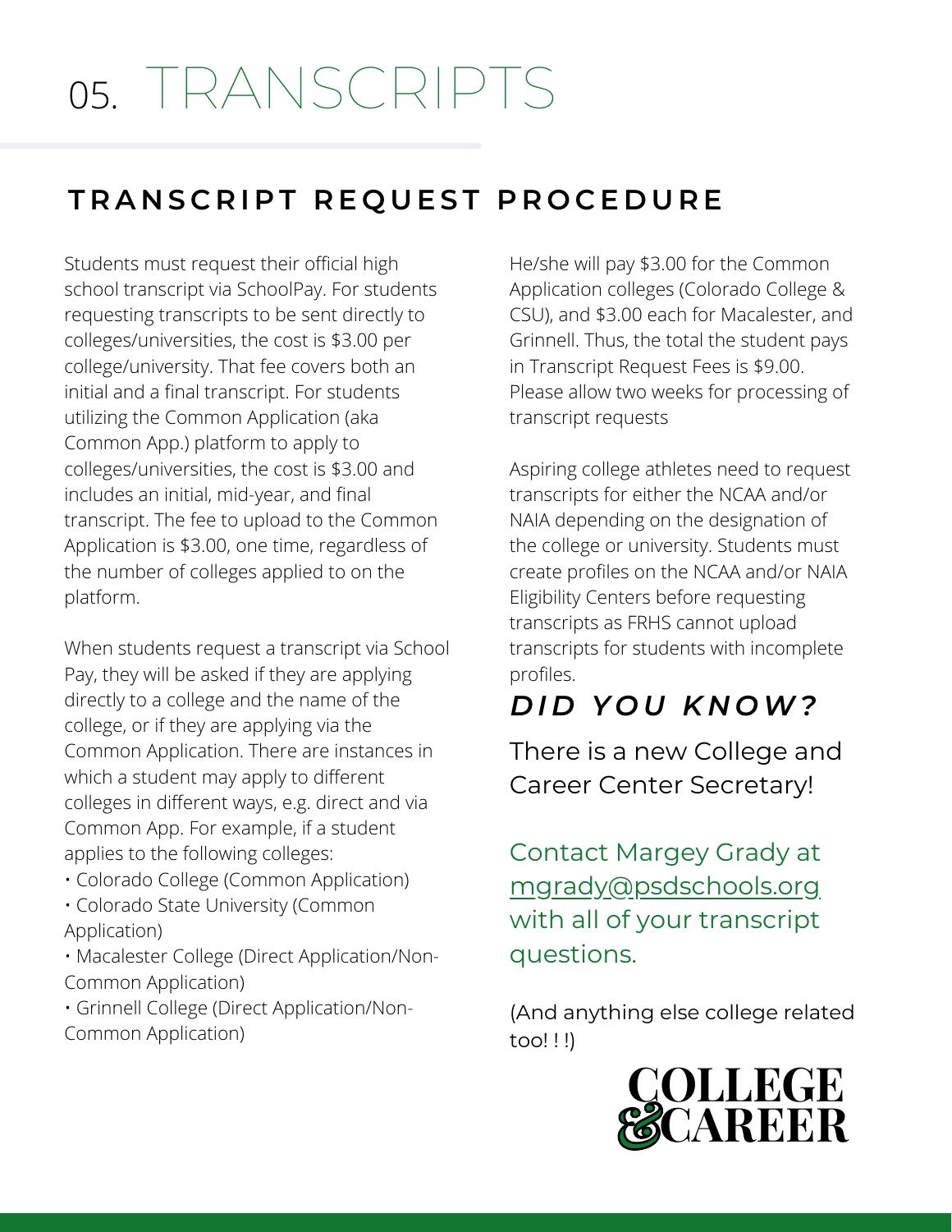# 05. TRANSCRIPTS

## TRANSCRIPT REQUEST PROCEDURE

Students must request their official high school transcript via SchoolPay. For students requesting transcripts to be sent directly to colleges/universities, the cost is $3.00 per college/university. That fee covers both an initial and a final transcript. For students utilizing the Common Application (aka Common App.) platform to apply to colleges/universities, the cost is $3.00 and includes an initial, mid-year, and final transcript. The fee to upload to the Common Application is $3.00, one time, regardless of the number of colleges applied to on the platform.

When students request a transcript via School Pay, they will be asked if they are applying directly to a college and the name of the college, or if they are applying via the Common Application. There are instances in which a student may apply to different colleges in different ways, e.g. direct and via Common App. For example, if a student applies to the following colleges:

- Colorado College (Common Application)
- Colorado State University (Common Application)
- Macalester College (Direct Application/Non-Common Application)
- Grinnell College (Direct Application/Non-Common Application)

He/she will pay $3.00 for the Common Application colleges (Colorado College & CSU), and $3.00 each for Macalester, and Grinnell. Thus, the total the student pays in Transcript Request Fees is $9.00. Please allow two weeks for processing of transcript requests

Aspiring college athletes need to request transcripts for either the NCAA and/or NAIA depending on the designation of the college or university. Students must create profiles on the NCAA and/or NAIA Eligibility Centers before requesting transcripts as FRHS cannot upload transcripts for students with incomplete profiles.

### *DID YOU KNOW?*

There is a new College and Career Center Secretary!

Contact Margey Grady at mgrady@psdschools.org with all of your transcript questions.

(And anything else college related too! ! !)

COLLEGE & CAREER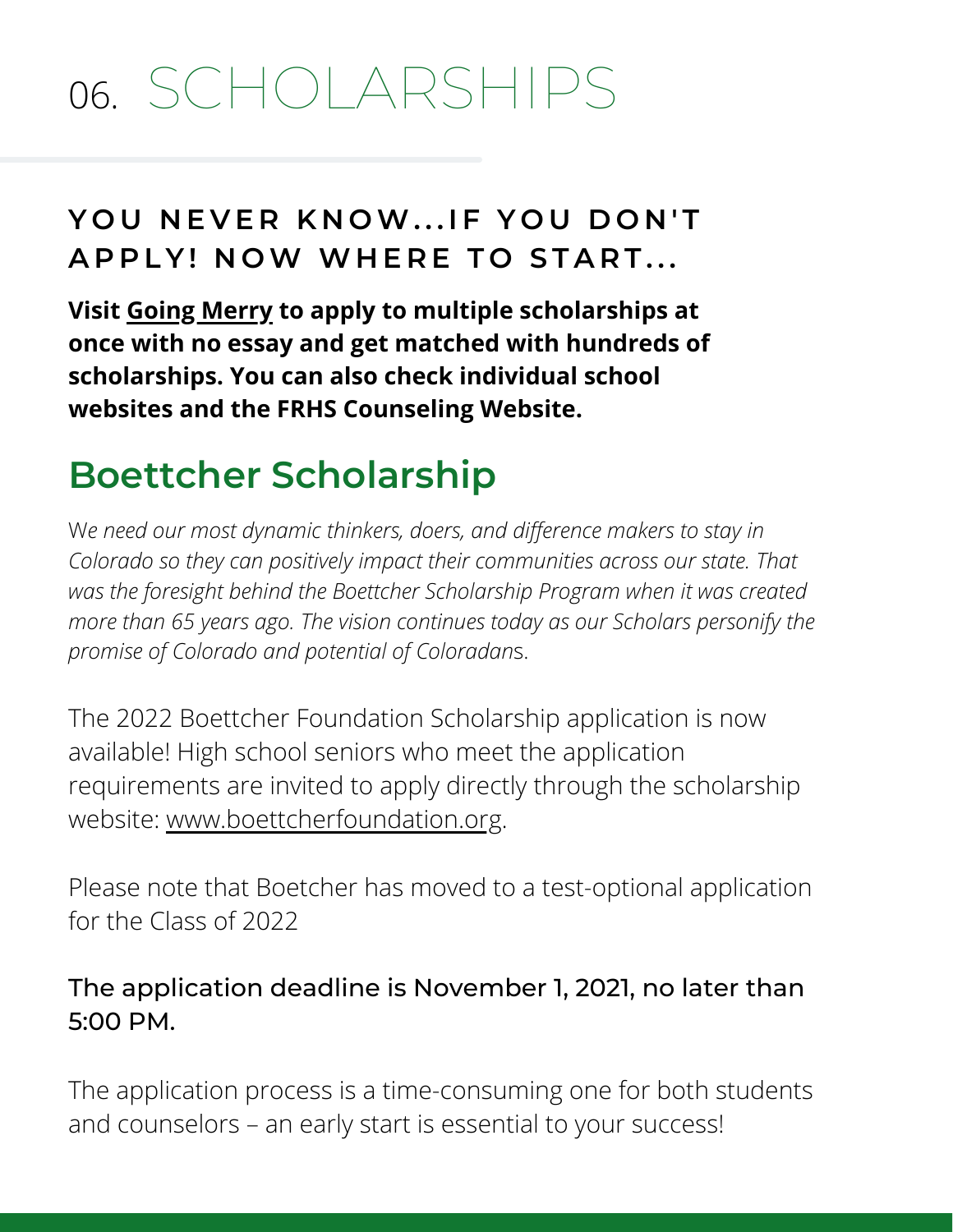# 06. SCHOLARSHIPS

### YOU NEVER KNOW...IF YOU DON'T APPLY! NOW WHERE TO START...

**Visit Going Merry to apply to multiple scholarships at once with no essay and get matched with hundreds of scholarships. You can also check individual school websites and the FRHS Counseling Website.**

## Boettcher Scholarship

*We need our most dynamic thinkers, doers, and difference makers to stay in Colorado so they can positively impact their communities across our state. That was the foresight behind the Boettcher Scholarship Program when it was created more than 65 years ago. The vision continues today as our Scholars personify the promise of Colorado and potential of Coloradans.*

The 2022 Boettcher Foundation Scholarship application is now available! High school seniors who meet the application requirements are invited to apply directly through the scholarship website: www.boettcherfoundation.org.

Please note that Boetcher has moved to a test-optional application for the Class of 2022

The application deadline is November 1, 2021, no later than 5:00 PM.

The application process is a time-consuming one for both students and counselors – an early start is essential to your success!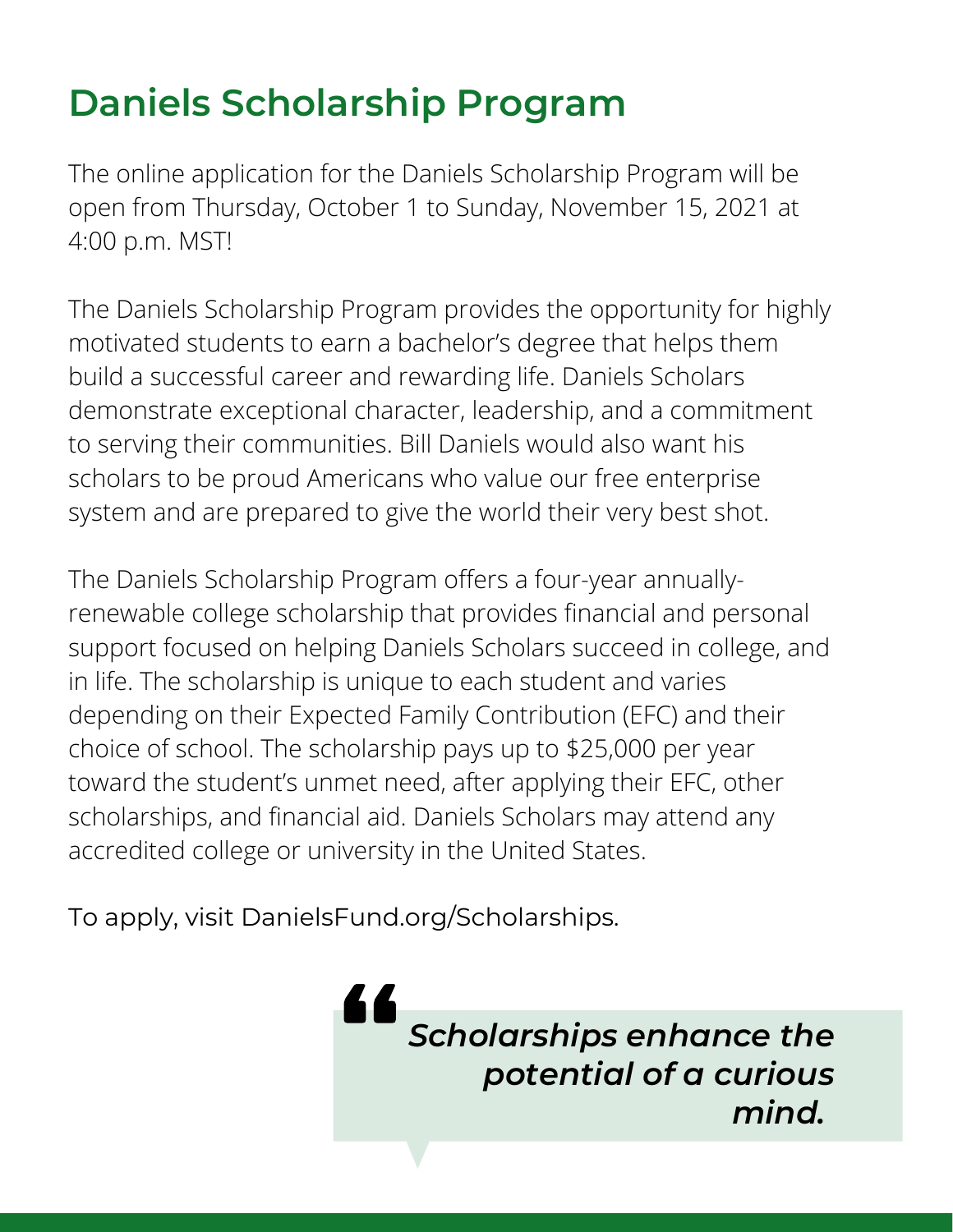## Daniels Scholarship Program

The online application for the Daniels Scholarship Program will be open from Thursday, October 1 to Sunday, November 15, 2021 at 4:00 p.m. MST!

The Daniels Scholarship Program provides the opportunity for highly motivated students to earn a bachelor's degree that helps them build a successful career and rewarding life. Daniels Scholars demonstrate exceptional character, leadership, and a commitment to serving their communities. Bill Daniels would also want his scholars to be proud Americans who value our free enterprise system and are prepared to give the world their very best shot.

The Daniels Scholarship Program offers a four-year annually-renewable college scholarship that provides financial and personal support focused on helping Daniels Scholars succeed in college, and in life. The scholarship is unique to each student and varies depending on their Expected Family Contribution (EFC) and their choice of school. The scholarship pays up to $25,000 per year toward the student's unmet need, after applying their EFC, other scholarships, and financial aid. Daniels Scholars may attend any accredited college or university in the United States.

To apply, visit DanielsFund.org/Scholarships.

> ***"Scholarships enhance the potential of a curious mind.***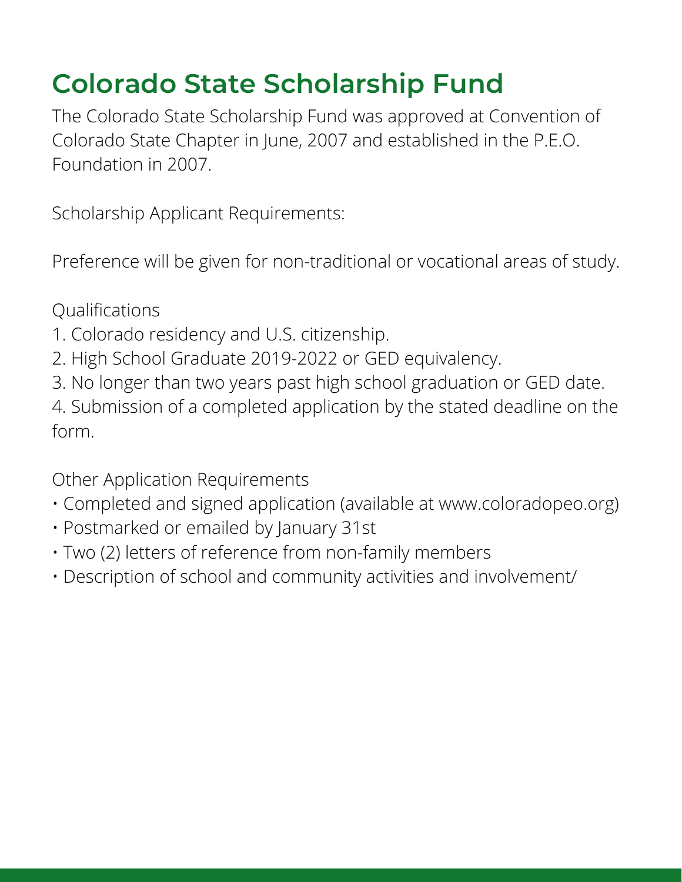# Colorado State Scholarship Fund

The Colorado State Scholarship Fund was approved at Convention of Colorado State Chapter in June, 2007 and established in the P.E.O. Foundation in 2007.

Scholarship Applicant Requirements:

Preference will be given for non-traditional or vocational areas of study.

Qualifications

1. Colorado residency and U.S. citizenship.
2. High School Graduate 2019-2022 or GED equivalency.
3. No longer than two years past high school graduation or GED date.
4. Submission of a completed application by the stated deadline on the form.

Other Application Requirements

- Completed and signed application (available at www.coloradopeo.org)
- Postmarked or emailed by January 31st
- Two (2) letters of reference from non-family members
- Description of school and community activities and involvement/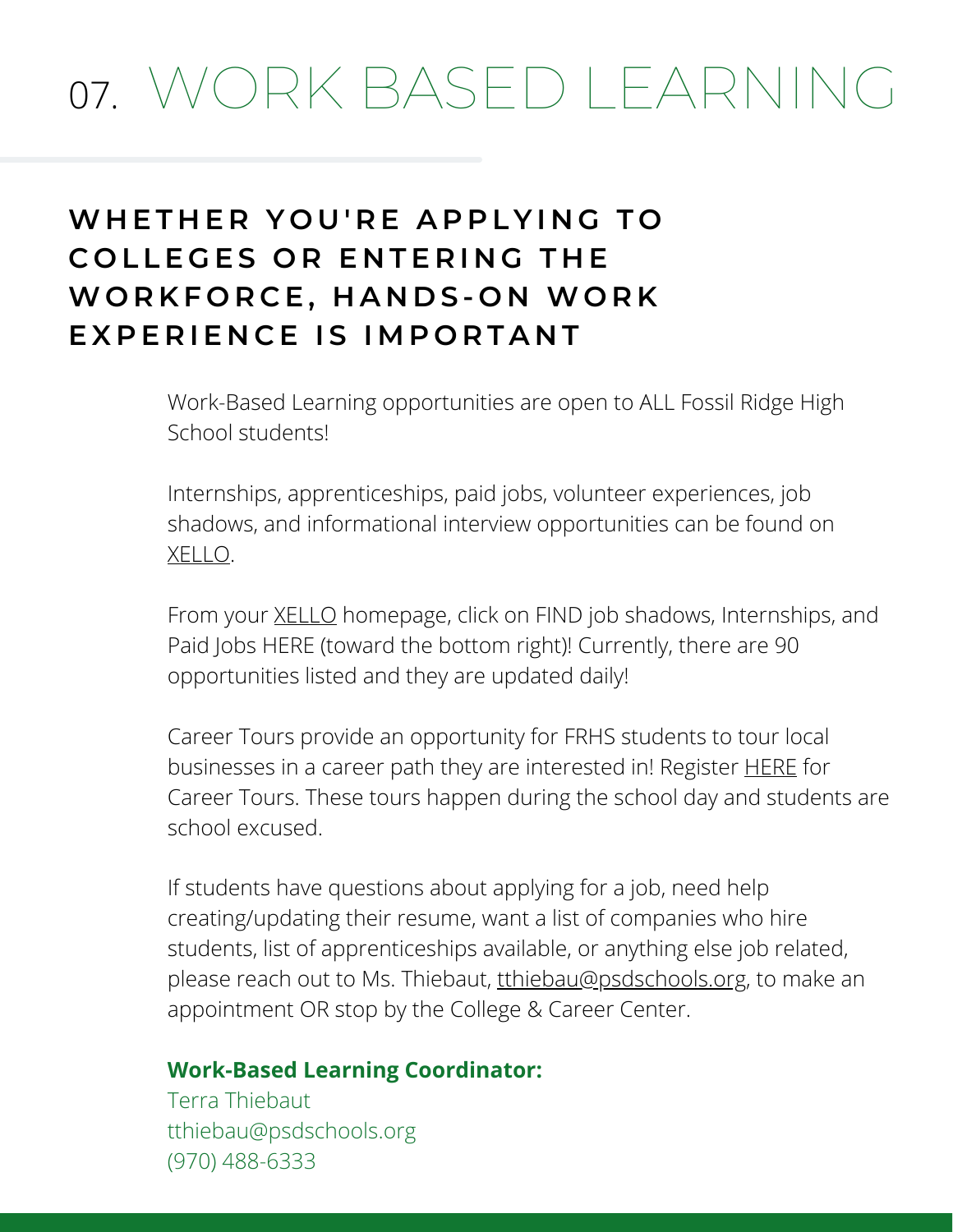# 07. WORK BASED LEARNING

## WHETHER YOU'RE APPLYING TO COLLEGES OR ENTERING THE WORKFORCE, HANDS-ON WORK EXPERIENCE IS IMPORTANT

Work-Based Learning opportunities are open to ALL Fossil Ridge High School students!

Internships, apprenticeships, paid jobs, volunteer experiences, job shadows, and informational interview opportunities can be found on XELLO.

From your XELLO homepage, click on FIND job shadows, Internships, and Paid Jobs HERE (toward the bottom right)! Currently, there are 90 opportunities listed and they are updated daily!

Career Tours provide an opportunity for FRHS students to tour local businesses in a career path they are interested in! Register HERE for Career Tours. These tours happen during the school day and students are school excused.

If students have questions about applying for a job, need help creating/updating their resume, want a list of companies who hire students, list of apprenticeships available, or anything else job related, please reach out to Ms. Thiebaut, tthiebau@psdschools.org, to make an appointment OR stop by the College & Career Center.

**Work-Based Learning Coordinator:**
Terra Thiebaut
tthiebau@psdschools.org
(970) 488-6333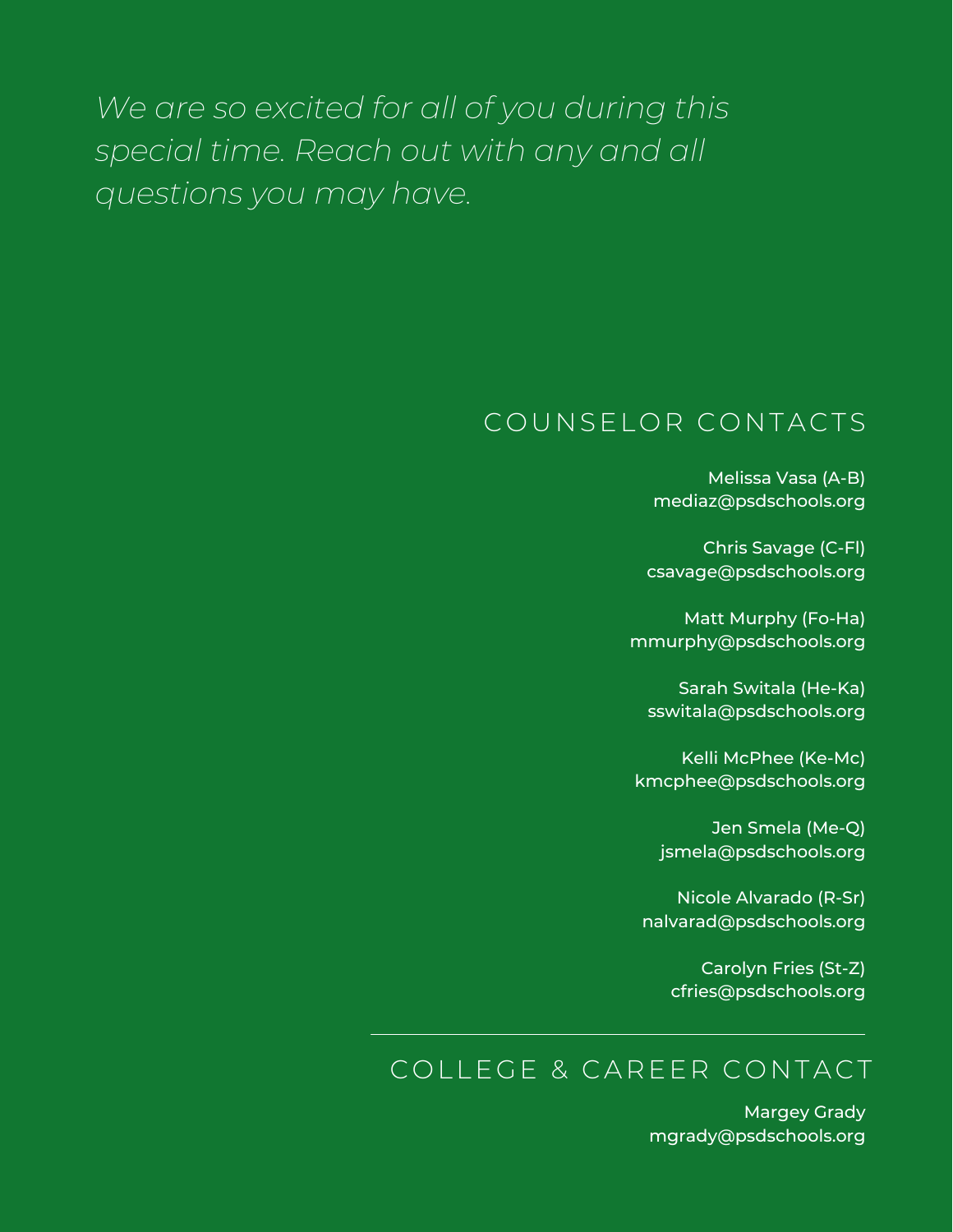*We are so excited for all of you during this special time. Reach out with any and all questions you may have.*

## COUNSELOR CONTACTS

Melissa Vasa (A-B)
mediaz@psdschools.org

Chris Savage (C-Fl)
csavage@psdschools.org

Matt Murphy (Fo-Ha)
mmurphy@psdschools.org

Sarah Switala (He-Ka)
sswitala@psdschools.org

Kelli McPhee (Ke-Mc)
kmcphee@psdschools.org

Jen Smela (Me-Q)
jsmela@psdschools.org

Nicole Alvarado (R-Sr)
nalvarad@psdschools.org

Carolyn Fries (St-Z)
cfries@psdschools.org

---

## COLLEGE & CAREER CONTACT

Margey Grady
mgrady@psdschools.org